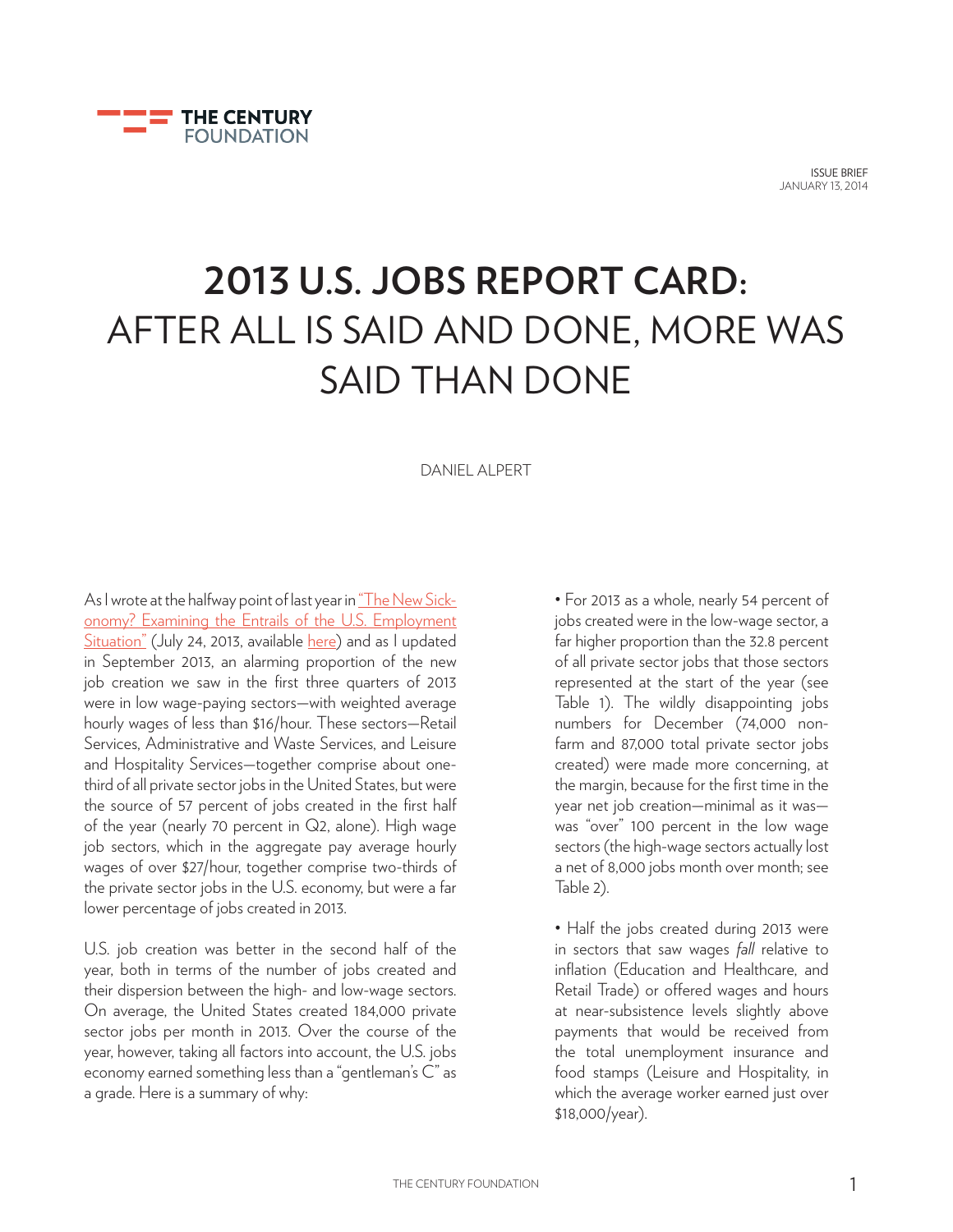THE CENTURY FOUNDATION

ISSUE BRIEF
JANUARY 13, 2014

# 2013 U.S. JOBS REPORT CARD: AFTER ALL IS SAID AND DONE, MORE WAS SAID THAN DONE

DANIEL ALPERT

As I wrote at the halfway point of last year in "The New Sick-onomy? Examining the Entrails of the U.S. Employment Situation" (July 24, 2013, available here) and as I updated in September 2013, an alarming proportion of the new job creation we saw in the first three quarters of 2013 were in low wage-paying sectors—with weighted average hourly wages of less than $16/hour. These sectors—Retail Services, Administrative and Waste Services, and Leisure and Hospitality Services—together comprise about one-third of all private sector jobs in the United States, but were the source of 57 percent of jobs created in the first half of the year (nearly 70 percent in Q2, alone). High wage job sectors, which in the aggregate pay average hourly wages of over $27/hour, together comprise two-thirds of the private sector jobs in the U.S. economy, but were a far lower percentage of jobs created in 2013.

U.S. job creation was better in the second half of the year, both in terms of the number of jobs created and their dispersion between the high- and low-wage sectors. On average, the United States created 184,000 private sector jobs per month in 2013. Over the course of the year, however, taking all factors into account, the U.S. jobs economy earned something less than a "gentleman's C" as a grade. Here is a summary of why:

- For 2013 as a whole, nearly 54 percent of jobs created were in the low-wage sector, a far higher proportion than the 32.8 percent of all private sector jobs that those sectors represented at the start of the year (see Table 1). The wildly disappointing jobs numbers for December (74,000 non-farm and 87,000 total private sector jobs created) were made more concerning, at the margin, because for the first time in the year net job creation—minimal as it was—was "over" 100 percent in the low wage sectors (the high-wage sectors actually lost a net of 8,000 jobs month over month; see Table 2).

- Half the jobs created during 2013 were in sectors that saw wages *fall* relative to inflation (Education and Healthcare, and Retail Trade) or offered wages and hours at near-subsistence levels slightly above payments that would be received from the total unemployment insurance and food stamps (Leisure and Hospitality, in which the average worker earned just over $18,000/year).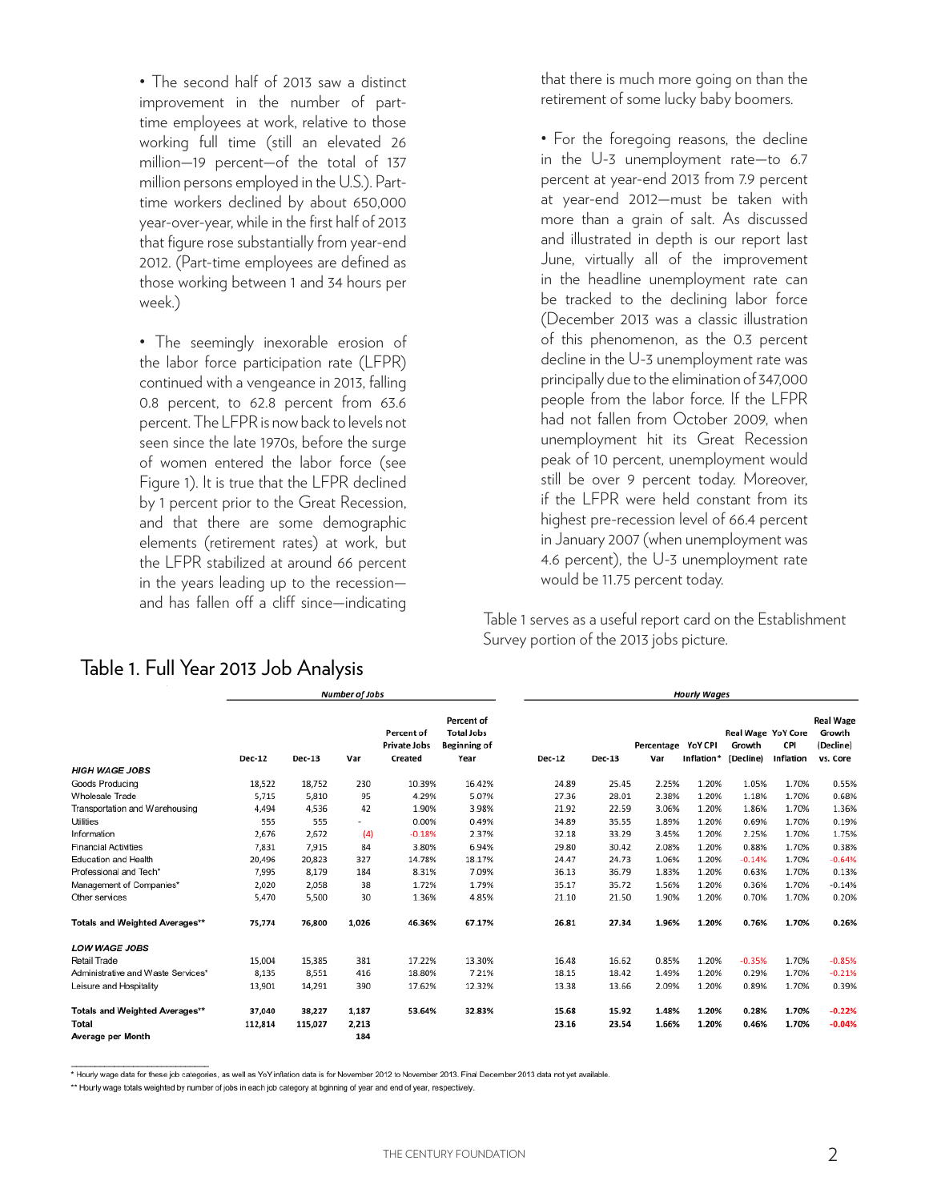• The second half of 2013 saw a distinct improvement in the number of part-time employees at work, relative to those working full time (still an elevated 26 million—19 percent—of the total of 137 million persons employed in the U.S.). Part-time workers declined by about 650,000 year-over-year, while in the first half of 2013 that figure rose substantially from year-end 2012. (Part-time employees are defined as those working between 1 and 34 hours per week.)

• The seemingly inexorable erosion of the labor force participation rate (LFPR) continued with a vengeance in 2013, falling 0.8 percent, to 62.8 percent from 63.6 percent. The LFPR is now back to levels not seen since the late 1970s, before the surge of women entered the labor force (see Figure 1). It is true that the LFPR declined by 1 percent prior to the Great Recession, and that there are some demographic elements (retirement rates) at work, but the LFPR stabilized at around 66 percent in the years leading up to the recession—and has fallen off a cliff since—indicating that there is much more going on than the retirement of some lucky baby boomers.

• For the foregoing reasons, the decline in the U-3 unemployment rate—to 6.7 percent at year-end 2013 from 7.9 percent at year-end 2012—must be taken with more than a grain of salt. As discussed and illustrated in depth is our report last June, virtually all of the improvement in the headline unemployment rate can be tracked to the declining labor force (December 2013 was a classic illustration of this phenomenon, as the 0.3 percent decline in the U-3 unemployment rate was principally due to the elimination of 347,000 people from the labor force. If the LFPR had not fallen from October 2009, when unemployment hit its Great Recession peak of 10 percent, unemployment would still be over 9 percent today. Moreover, if the LFPR were held constant from its highest pre-recession level of 66.4 percent in January 2007 (when unemployment was 4.6 percent), the U-3 unemployment rate would be 11.75 percent today.

Table 1 serves as a useful report card on the Establishment Survey portion of the 2013 jobs picture.

## Table 1. Full Year 2013 Job Analysis

| | *Number of Jobs* | | | | | *Hourly Wages* | | | | | | |
|---|---|---|---|---|---|---|---|---|---|---|---|---|
| | Dec-12 | Dec-13 | Var | Percent of Private Jobs Created | Percent of Total Jobs Beginning of Year | Dec-12 | Dec-13 | Percentage Var | YoY CPI Inflation* | Real Wage Growth (Decline) | YoY Core CPI Inflation | Real Wage Growth (Decline) vs. Core |
| ***HIGH WAGE JOBS*** | | | | | | | | | | | | |
| Goods Producing | 18,522 | 18,752 | 230 | 10.39% | 16.42% | 24.89 | 25.45 | 2.25% | 1.20% | 1.05% | 1.70% | 0.55% |
| Wholesale Trade | 5,715 | 5,810 | 95 | 4.29% | 5.07% | 27.36 | 28.01 | 2.38% | 1.20% | 1.18% | 1.70% | 0.68% |
| Transportation and Warehousing | 4,494 | 4,536 | 42 | 1.90% | 3.98% | 21.92 | 22.59 | 3.06% | 1.20% | 1.86% | 1.70% | 1.36% |
| Utilities | 555 | 555 | - | 0.00% | 0.49% | 34.89 | 35.55 | 1.89% | 1.20% | 0.69% | 1.70% | 0.19% |
| Information | 2,676 | 2,672 | (4) | -0.18% | 2.37% | 32.18 | 33.29 | 3.45% | 1.20% | 2.25% | 1.70% | 1.75% |
| Financial Activities | 7,831 | 7,915 | 84 | 3.80% | 6.94% | 29.80 | 30.42 | 2.08% | 1.20% | 0.88% | 1.70% | 0.38% |
| Education and Health | 20,496 | 20,823 | 327 | 14.78% | 18.17% | 24.47 | 24.73 | 1.06% | 1.20% | -0.14% | 1.70% | -0.64% |
| Professional and Tech* | 7,995 | 8,179 | 184 | 8.31% | 7.09% | 36.13 | 36.79 | 1.83% | 1.20% | 0.63% | 1.70% | 0.13% |
| Management of Companies* | 2,020 | 2,058 | 38 | 1.72% | 1.79% | 35.17 | 35.72 | 1.56% | 1.20% | 0.36% | 1.70% | -0.14% |
| Other services | 5,470 | 5,500 | 30 | 1.36% | 4.85% | 21.10 | 21.50 | 1.90% | 1.20% | 0.70% | 1.70% | 0.20% |
| **Totals and Weighted Averages\*\*** | **75,774** | **76,800** | **1,026** | **46.36%** | **67.17%** | **26.81** | **27.34** | **1.96%** | **1.20%** | **0.76%** | **1.70%** | **0.26%** |
| ***LOW WAGE JOBS*** | | | | | | | | | | | | |
| Retail Trade | 15,004 | 15,385 | 381 | 17.22% | 13.30% | 16.48 | 16.62 | 0.85% | 1.20% | -0.35% | 1.70% | -0.85% |
| Administrative and Waste Services* | 8,135 | 8,551 | 416 | 18.80% | 7.21% | 18.15 | 18.42 | 1.49% | 1.20% | 0.29% | 1.70% | -0.21% |
| Leisure and Hospitality | 13,901 | 14,291 | 390 | 17.62% | 12.32% | 13.38 | 13.66 | 2.09% | 1.20% | 0.89% | 1.70% | 0.39% |
| **Totals and Weighted Averages\*\*** | **37,040** | **38,227** | **1,187** | **53.64%** | **32.83%** | **15.68** | **15.92** | **1.48%** | **1.20%** | **0.28%** | **1.70%** | **-0.22%** |
| **Total** | **112,814** | **115,027** | **2,213** | | | **23.16** | **23.54** | **1.66%** | **1.20%** | **0.46%** | **1.70%** | **-0.04%** |
| **Average per Month** | | | **184** | | | | | | | | | |

\* Hourly wage data for these job categories, as well as YoY inflation data is for November 2012 to November 2013. Final December 2013 data not yet available.

\*\* Hourly wage totals weighted by number of jobs in each job category at bginning of year and end of year, respectively.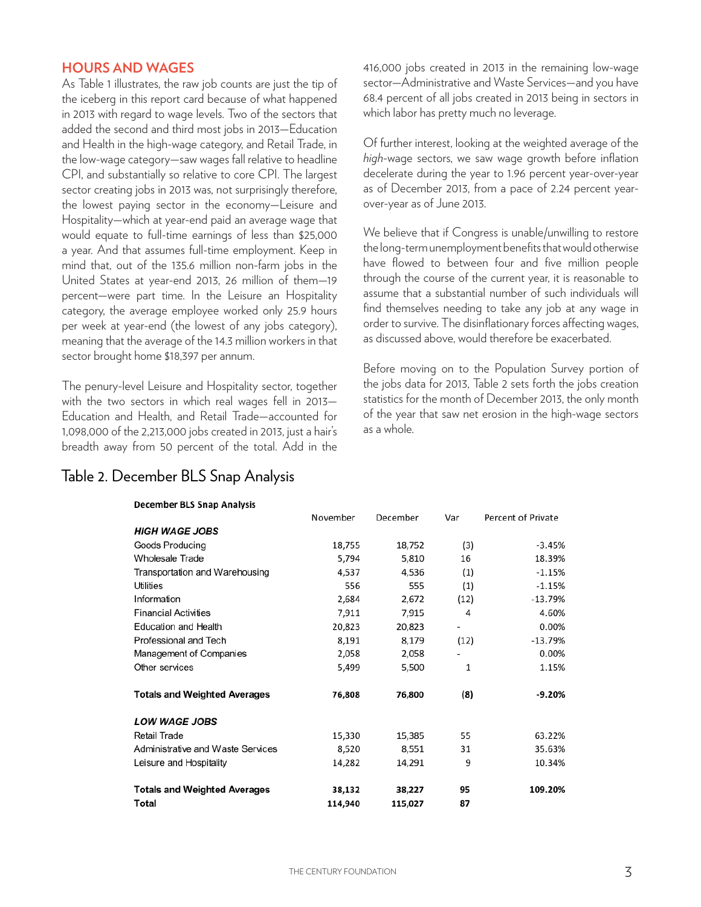## HOURS AND WAGES

As Table 1 illustrates, the raw job counts are just the tip of the iceberg in this report card because of what happened in 2013 with regard to wage levels. Two of the sectors that added the second and third most jobs in 2013—Education and Health in the high-wage category, and Retail Trade, in the low-wage category—saw wages fall relative to headline CPI, and substantially so relative to core CPI. The largest sector creating jobs in 2013 was, not surprisingly therefore, the lowest paying sector in the economy—Leisure and Hospitality—which at year-end paid an average wage that would equate to full-time earnings of less than $25,000 a year. And that assumes full-time employment. Keep in mind that, out of the 135.6 million non-farm jobs in the United States at year-end 2013, 26 million of them—19 percent—were part time. In the Leisure an Hospitality category, the average employee worked only 25.9 hours per week at year-end (the lowest of any jobs category), meaning that the average of the 14.3 million workers in that sector brought home $18,397 per annum.

The penury-level Leisure and Hospitality sector, together with the two sectors in which real wages fell in 2013—Education and Health, and Retail Trade—accounted for 1,098,000 of the 2,213,000 jobs created in 2013, just a hair's breadth away from 50 percent of the total. Add in the 416,000 jobs created in 2013 in the remaining low-wage sector—Administrative and Waste Services—and you have 68.4 percent of all jobs created in 2013 being in sectors in which labor has pretty much no leverage.

Of further interest, looking at the weighted average of the *high*-wage sectors, we saw wage growth before inflation decelerate during the year to 1.96 percent year-over-year as of December 2013, from a pace of 2.24 percent year-over-year as of June 2013.

We believe that if Congress is unable/unwilling to restore the long-term unemployment benefits that would otherwise have flowed to between four and five million people through the course of the current year, it is reasonable to assume that a substantial number of such individuals will find themselves needing to take any job at any wage in order to survive. The disinflationary forces affecting wages, as discussed above, would therefore be exacerbated.

Before moving on to the Population Survey portion of the jobs data for 2013, Table 2 sets forth the jobs creation statistics for the month of December 2013, the only month of the year that saw net erosion in the high-wage sectors as a whole.

## Table 2. December BLS Snap Analysis

**December BLS Snap Analysis**

| | November | December | Var | Percent of Private |
|---|---|---|---|---|
| ***HIGH WAGE JOBS*** | | | | |
| Goods Producing | 18,755 | 18,752 | (3) | -3.45% |
| Wholesale Trade | 5,794 | 5,810 | 16 | 18.39% |
| Transportation and Warehousing | 4,537 | 4,536 | (1) | -1.15% |
| Utilities | 556 | 555 | (1) | -1.15% |
| Information | 2,684 | 2,672 | (12) | -13.79% |
| Financial Activities | 7,911 | 7,915 | 4 | 4.60% |
| Education and Health | 20,823 | 20,823 | - | 0.00% |
| Professional and Tech | 8,191 | 8,179 | (12) | -13.79% |
| Management of Companies | 2,058 | 2,058 | - | 0.00% |
| Other services | 5,499 | 5,500 | 1 | 1.15% |
| **Totals and Weighted Averages** | **76,808** | **76,800** | **(8)** | **-9.20%** |
| ***LOW WAGE JOBS*** | | | | |
| Retail Trade | 15,330 | 15,385 | 55 | 63.22% |
| Administrative and Waste Services | 8,520 | 8,551 | 31 | 35.63% |
| Leisure and Hospitality | 14,282 | 14,291 | 9 | 10.34% |
| **Totals and Weighted Averages** | **38,132** | **38,227** | **95** | **109.20%** |
| **Total** | **114,940** | **115,027** | **87** | |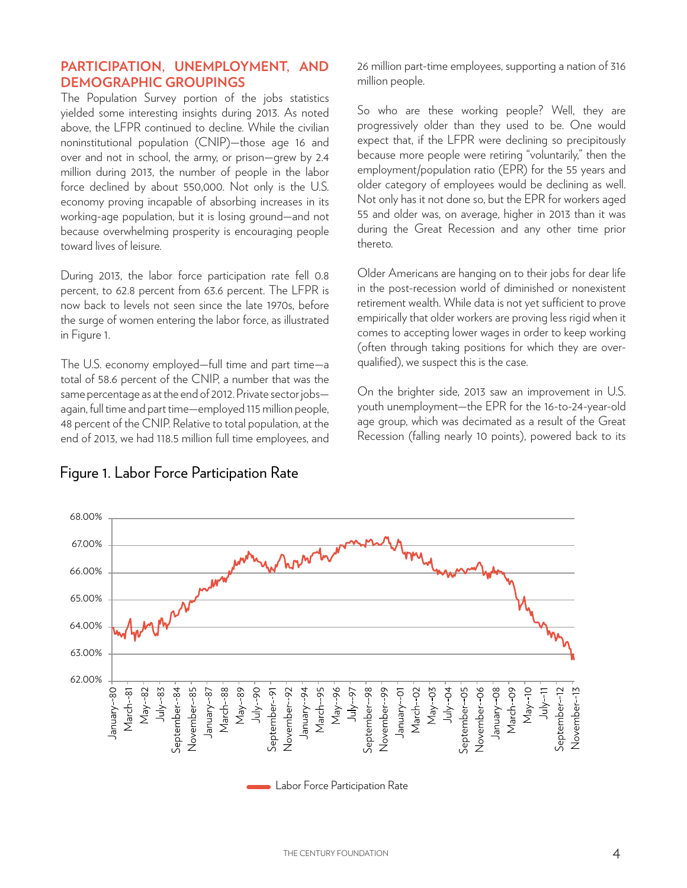## PARTICIPATION, UNEMPLOYMENT, AND DEMOGRAPHIC GROUPINGS

The Population Survey portion of the jobs statistics yielded some interesting insights during 2013. As noted above, the LFPR continued to decline. While the civilian noninstitutional population (CNIP)—those age 16 and over and not in school, the army, or prison—grew by 2.4 million during 2013, the number of people in the labor force declined by about 550,000. Not only is the U.S. economy proving incapable of absorbing increases in its working-age population, but it is losing ground—and not because overwhelming prosperity is encouraging people toward lives of leisure.

During 2013, the labor force participation rate fell 0.8 percent, to 62.8 percent from 63.6 percent. The LFPR is now back to levels not seen since the late 1970s, before the surge of women entering the labor force, as illustrated in Figure 1.

The U.S. economy employed—full time and part time—a total of 58.6 percent of the CNIP, a number that was the same percentage as at the end of 2012. Private sector jobs—again, full time and part time—employed 115 million people, 48 percent of the CNIP. Relative to total population, at the end of 2013, we had 118.5 million full time employees, and 26 million part-time employees, supporting a nation of 316 million people.

So who are these working people? Well, they are progressively older than they used to be. One would expect that, if the LFPR were declining so precipitously because more people were retiring "voluntarily," then the employment/population ratio (EPR) for the 55 years and older category of employees would be declining as well. Not only has it not done so, but the EPR for workers aged 55 and older was, on average, higher in 2013 than it was during the Great Recession and any other time prior thereto.

Older Americans are hanging on to their jobs for dear life in the post-recession world of diminished or nonexistent retirement wealth. While data is not yet sufficient to prove empirically that older workers are proving less rigid when it comes to accepting lower wages in order to keep working (often through taking positions for which they are over-qualified), we suspect this is the case.

On the brighter side, 2013 saw an improvement in U.S. youth unemployment—the EPR for the 16-to-24-year-old age group, which was decimated as a result of the Great Recession (falling nearly 10 points), powered back to its

Figure 1. Labor Force Participation Rate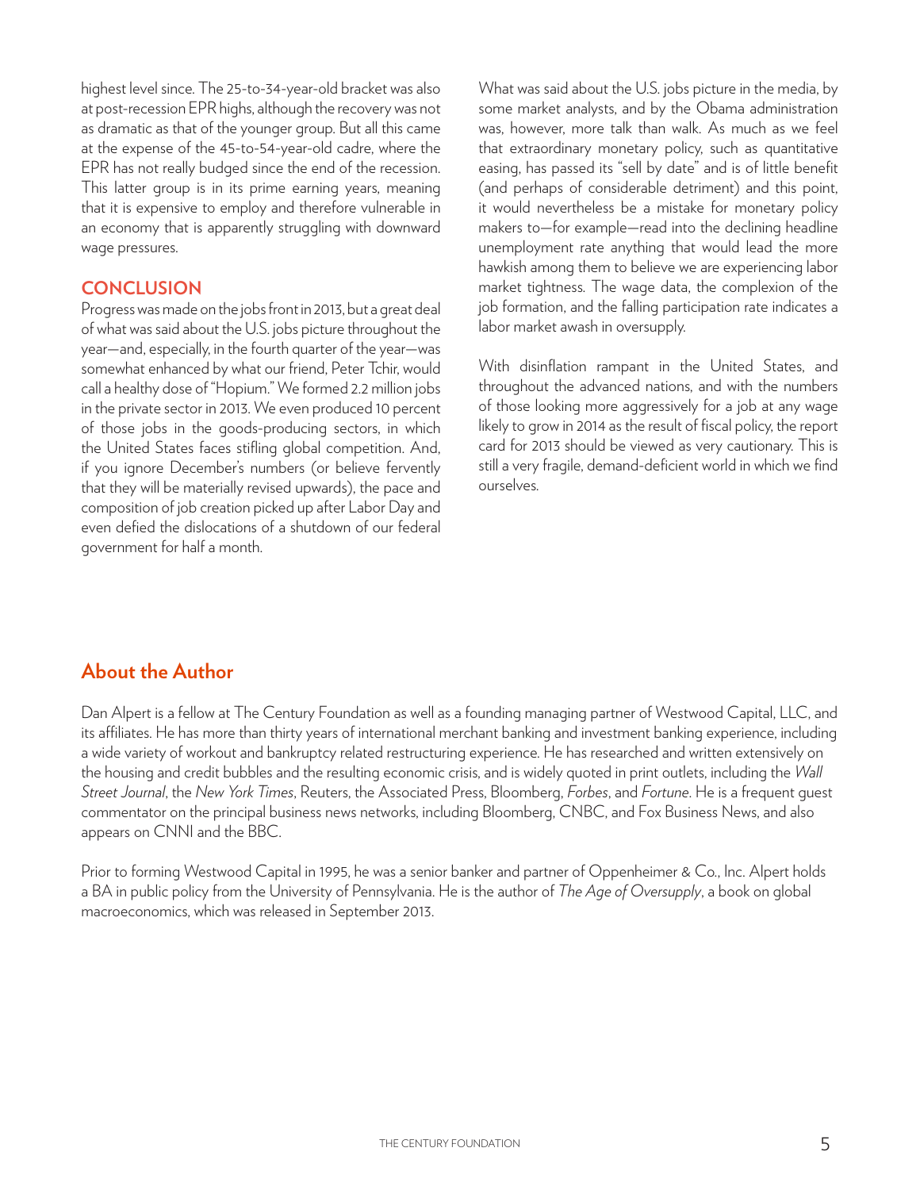highest level since. The 25-to-34-year-old bracket was also at post-recession EPR highs, although the recovery was not as dramatic as that of the younger group. But all this came at the expense of the 45-to-54-year-old cadre, where the EPR has not really budged since the end of the recession. This latter group is in its prime earning years, meaning that it is expensive to employ and therefore vulnerable in an economy that is apparently struggling with downward wage pressures.

## CONCLUSION

Progress was made on the jobs front in 2013, but a great deal of what was said about the U.S. jobs picture throughout the year—and, especially, in the fourth quarter of the year—was somewhat enhanced by what our friend, Peter Tchir, would call a healthy dose of "Hopium." We formed 2.2 million jobs in the private sector in 2013. We even produced 10 percent of those jobs in the goods-producing sectors, in which the United States faces stifling global competition. And, if you ignore December's numbers (or believe fervently that they will be materially revised upwards), the pace and composition of job creation picked up after Labor Day and even defied the dislocations of a shutdown of our federal government for half a month.

What was said about the U.S. jobs picture in the media, by some market analysts, and by the Obama administration was, however, more talk than walk. As much as we feel that extraordinary monetary policy, such as quantitative easing, has passed its "sell by date" and is of little benefit (and perhaps of considerable detriment) and this point, it would nevertheless be a mistake for monetary policy makers to—for example—read into the declining headline unemployment rate anything that would lead the more hawkish among them to believe we are experiencing labor market tightness. The wage data, the complexion of the job formation, and the falling participation rate indicates a labor market awash in oversupply.

With disinflation rampant in the United States, and throughout the advanced nations, and with the numbers of those looking more aggressively for a job at any wage likely to grow in 2014 as the result of fiscal policy, the report card for 2013 should be viewed as very cautionary. This is still a very fragile, demand-deficient world in which we find ourselves.

## About the Author

Dan Alpert is a fellow at The Century Foundation as well as a founding managing partner of Westwood Capital, LLC, and its affiliates. He has more than thirty years of international merchant banking and investment banking experience, including a wide variety of workout and bankruptcy related restructuring experience. He has researched and written extensively on the housing and credit bubbles and the resulting economic crisis, and is widely quoted in print outlets, including the *Wall Street Journal*, the *New York Times*, Reuters, the Associated Press, Bloomberg, *Forbes*, and *Fortune*. He is a frequent guest commentator on the principal business news networks, including Bloomberg, CNBC, and Fox Business News, and also appears on CNNI and the BBC.

Prior to forming Westwood Capital in 1995, he was a senior banker and partner of Oppenheimer & Co., Inc. Alpert holds a BA in public policy from the University of Pennsylvania. He is the author of *The Age of Oversupply*, a book on global macroeconomics, which was released in September 2013.